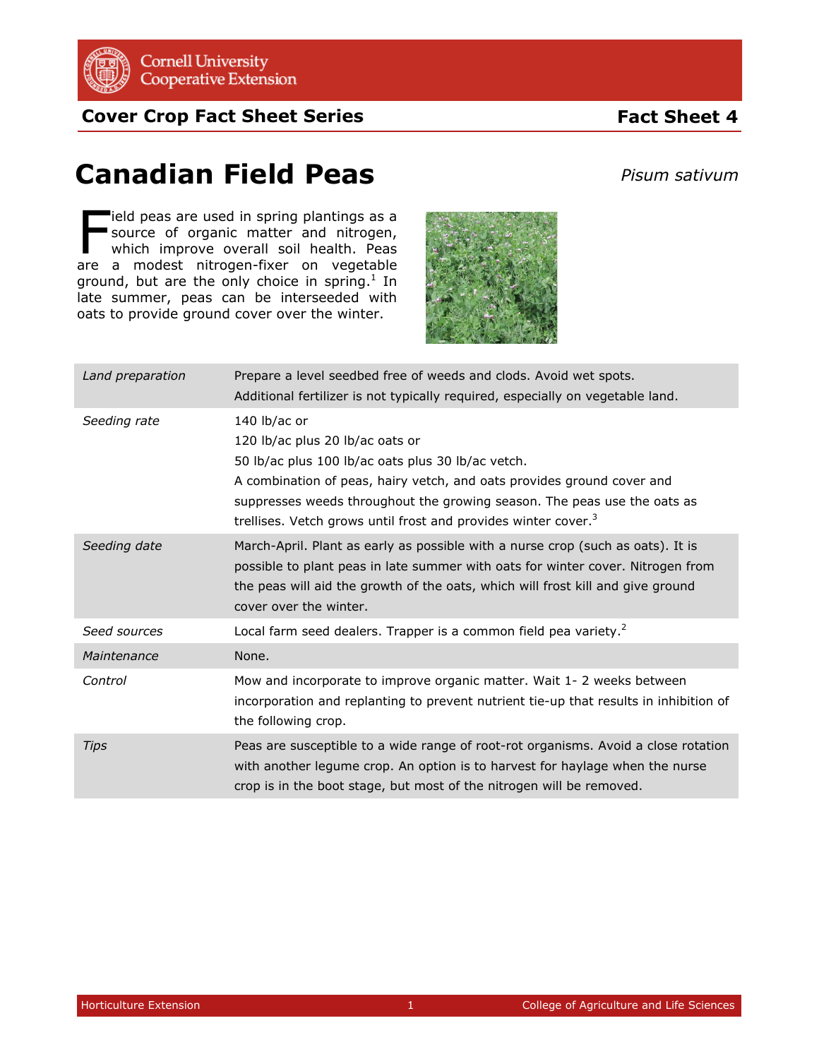Cornell University Cooperative Extension

**Cover Crop Fact Sheet Series** **Fact Sheet 4**

# Canadian Field Peas

*Pisum sativum*

Field peas are used in spring plantings as a source of organic matter and nitrogen, which improve overall soil health. Peas are a modest nitrogen-fixer on vegetable ground, but are the only choice in spring.[1] In late summer, peas can be interseeded with oats to provide ground cover over the winter.

| | |
|---|---|
| *Land preparation* | Prepare a level seedbed free of weeds and clods. Avoid wet spots.<br>Additional fertilizer is not typically required, especially on vegetable land. |
| *Seeding rate* | 140 lb/ac or<br>120 lb/ac plus 20 lb/ac oats or<br>50 lb/ac plus 100 lb/ac oats plus 30 lb/ac vetch.<br>A combination of peas, hairy vetch, and oats provides ground cover and suppresses weeds throughout the growing season. The peas use the oats as trellises. Vetch grows until frost and provides winter cover.[3] |
| *Seeding date* | March-April. Plant as early as possible with a nurse crop (such as oats). It is possible to plant peas in late summer with oats for winter cover. Nitrogen from the peas will aid the growth of the oats, which will frost kill and give ground cover over the winter. |
| *Seed sources* | Local farm seed dealers. Trapper is a common field pea variety.[2] |
| *Maintenance* | None. |
| *Control* | Mow and incorporate to improve organic matter. Wait 1- 2 weeks between incorporation and replanting to prevent nutrient tie-up that results in inhibition of the following crop. |
| *Tips* | Peas are susceptible to a wide range of root-rot organisms. Avoid a close rotation with another legume crop. An option is to harvest for haylage when the nurse crop is in the boot stage, but most of the nitrogen will be removed. |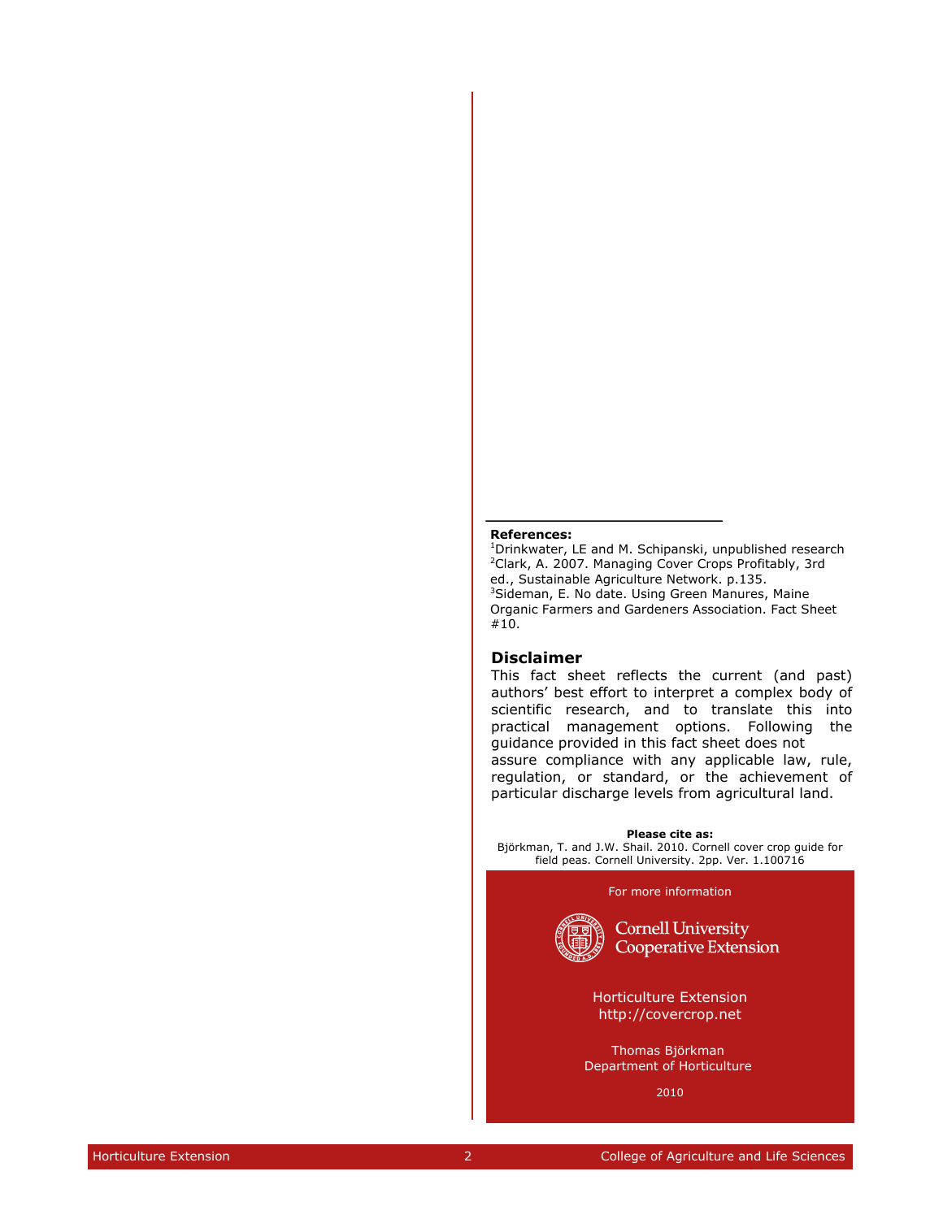**References:**

[1]Drinkwater, LE and M. Schipanski, unpublished research
[2]Clark, A. 2007. Managing Cover Crops Profitably, 3rd ed., Sustainable Agriculture Network. p.135.
[3]Sideman, E. No date. Using Green Manures, Maine Organic Farmers and Gardeners Association. Fact Sheet #10.

## Disclaimer

This fact sheet reflects the current (and past) authors' best effort to interpret a complex body of scientific research, and to translate this into practical management options. Following the guidance provided in this fact sheet does not assure compliance with any applicable law, rule, regulation, or standard, or the achievement of particular discharge levels from agricultural land.

**Please cite as:**
Björkman, T. and J.W. Shail. 2010. Cornell cover crop guide for field peas. Cornell University. 2pp. Ver. 1.100716

For more information

Cornell University Cooperative Extension

Horticulture Extension
http://covercrop.net

Thomas Björkman
Department of Horticulture

2010